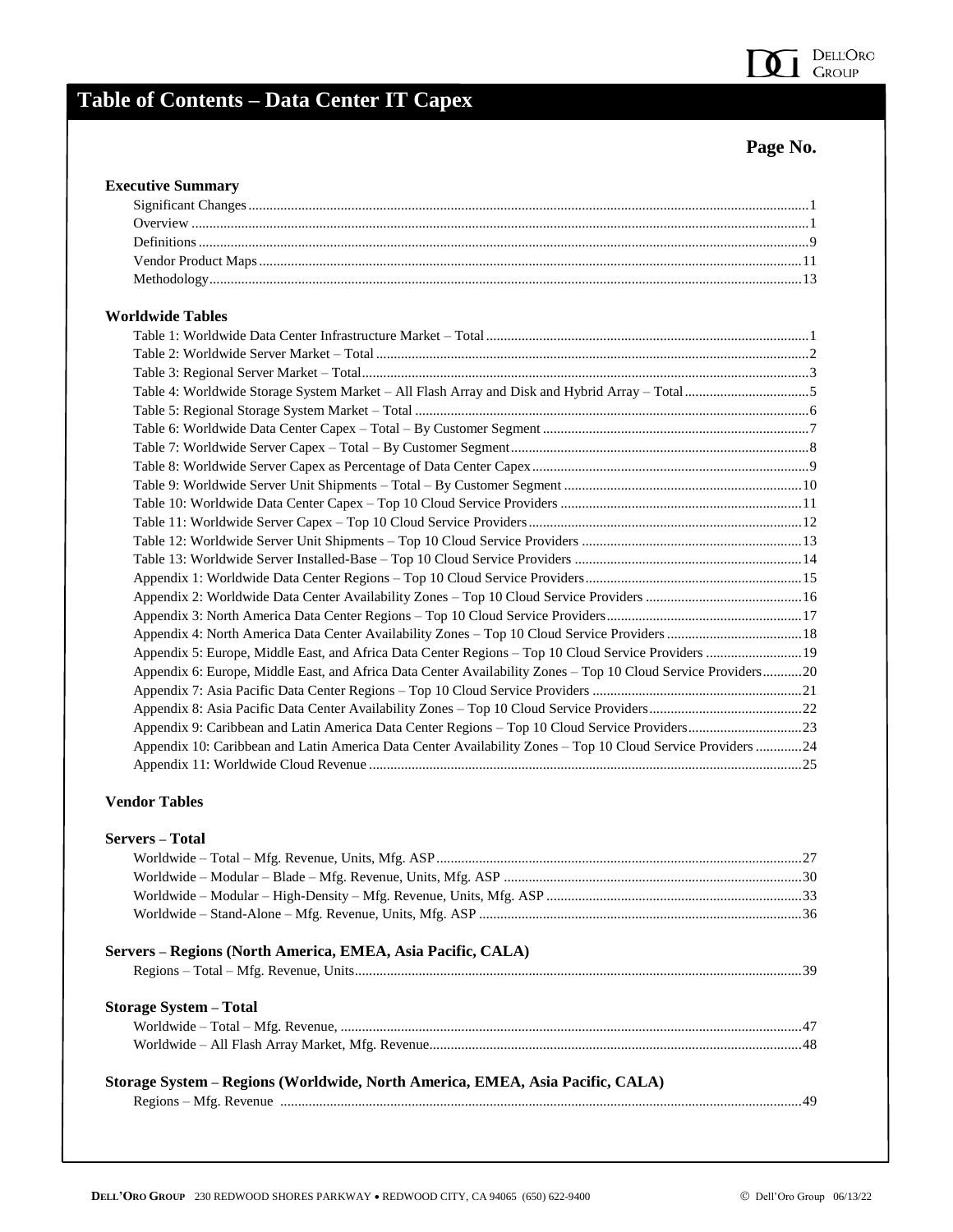# Table of Contents – Data Center IT Capex

**Page No.**

## Executive Summary

- Significant Changes ..... 1
- Overview ..... 1
- Definitions ..... 9
- Vendor Product Maps ..... 11
- Methodology ..... 13

## Worldwide Tables

- Table 1: Worldwide Data Center Infrastructure Market – Total ..... 1
- Table 2: Worldwide Server Market – Total ..... 2
- Table 3: Regional Server Market – Total ..... 3
- Table 4: Worldwide Storage System Market – All Flash Array and Disk and Hybrid Array – Total ..... 5
- Table 5: Regional Storage System Market – Total ..... 6
- Table 6: Worldwide Data Center Capex – Total – By Customer Segment ..... 7
- Table 7: Worldwide Server Capex – Total – By Customer Segment ..... 8
- Table 8: Worldwide Server Capex as Percentage of Data Center Capex ..... 9
- Table 9: Worldwide Server Unit Shipments – Total – By Customer Segment ..... 10
- Table 10: Worldwide Data Center Capex – Top 10 Cloud Service Providers ..... 11
- Table 11: Worldwide Server Capex – Top 10 Cloud Service Providers ..... 12
- Table 12: Worldwide Server Unit Shipments – Top 10 Cloud Service Providers ..... 13
- Table 13: Worldwide Server Installed-Base – Top 10 Cloud Service Providers ..... 14
- Appendix 1: Worldwide Data Center Regions – Top 10 Cloud Service Providers ..... 15
- Appendix 2: Worldwide Data Center Availability Zones – Top 10 Cloud Service Providers ..... 16
- Appendix 3: North America Data Center Regions – Top 10 Cloud Service Providers ..... 17
- Appendix 4: North America Data Center Availability Zones – Top 10 Cloud Service Providers ..... 18
- Appendix 5: Europe, Middle East, and Africa Data Center Regions – Top 10 Cloud Service Providers ..... 19
- Appendix 6: Europe, Middle East, and Africa Data Center Availability Zones – Top 10 Cloud Service Providers ..... 20
- Appendix 7: Asia Pacific Data Center Regions – Top 10 Cloud Service Providers ..... 21
- Appendix 8: Asia Pacific Data Center Availability Zones – Top 10 Cloud Service Providers ..... 22
- Appendix 9: Caribbean and Latin America Data Center Regions – Top 10 Cloud Service Providers ..... 23
- Appendix 10: Caribbean and Latin America Data Center Availability Zones – Top 10 Cloud Service Providers ..... 24
- Appendix 11: Worldwide Cloud Revenue ..... 25

## Vendor Tables

### Servers – Total

- Worldwide – Total – Mfg. Revenue, Units, Mfg. ASP ..... 27
- Worldwide – Modular – Blade – Mfg. Revenue, Units, Mfg. ASP ..... 30
- Worldwide – Modular – High-Density – Mfg. Revenue, Units, Mfg. ASP ..... 33
- Worldwide – Stand-Alone – Mfg. Revenue, Units, Mfg. ASP ..... 36

### Servers – Regions (North America, EMEA, Asia Pacific, CALA)

- Regions – Total – Mfg. Revenue, Units ..... 39

### Storage System – Total

- Worldwide – Total – Mfg. Revenue, ..... 47
- Worldwide – All Flash Array Market, Mfg. Revenue ..... 48

### Storage System – Regions (Worldwide, North America, EMEA, Asia Pacific, CALA)

- Regions – Mfg. Revenue ..... 49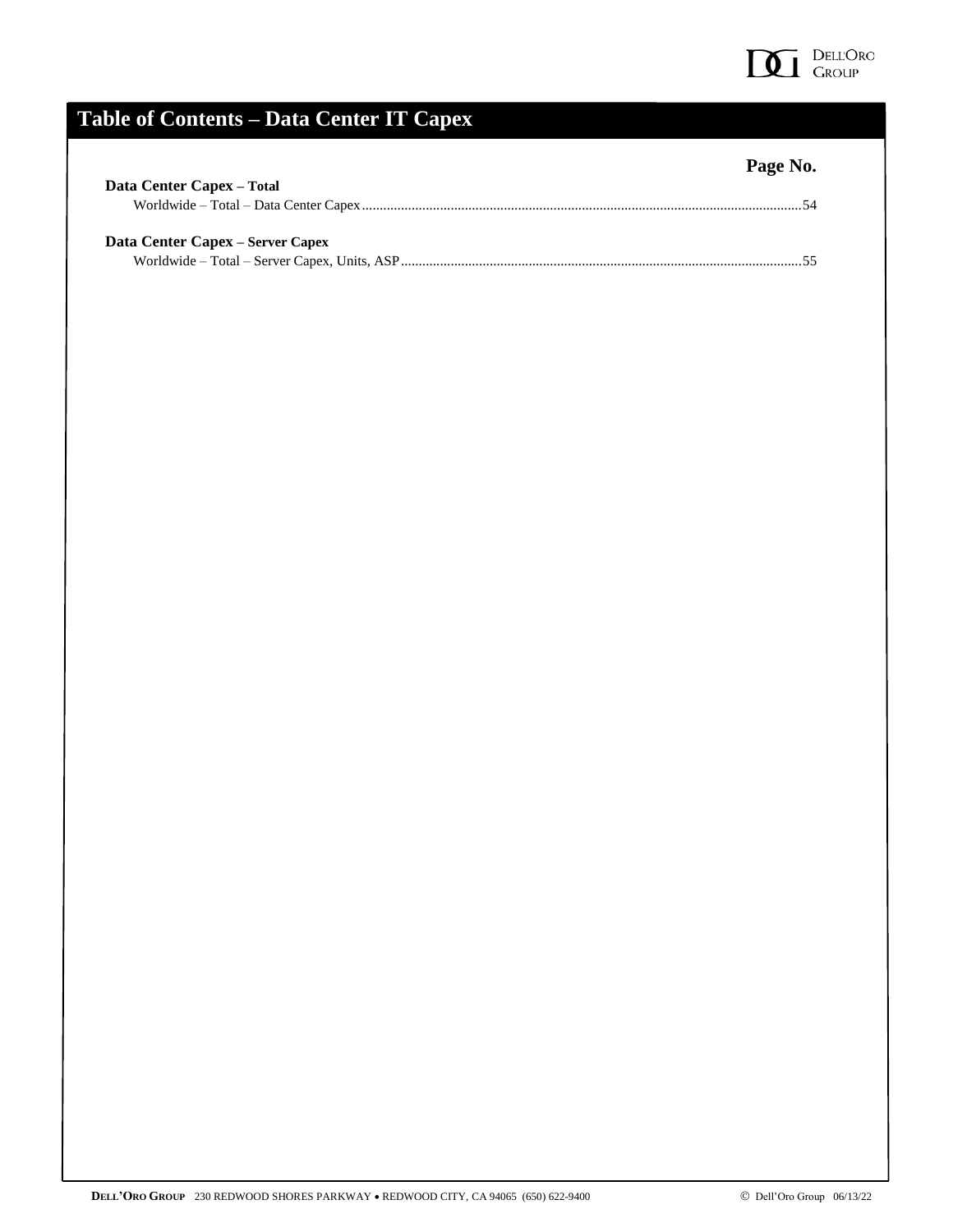# Table of Contents – Data Center IT Capex

**Page No.**

**Data Center Capex – Total**

Worldwide – Total – Data Center Capex....................54

**Data Center Capex – Server Capex**

Worldwide – Total – Server Capex, Units, ASP....................55